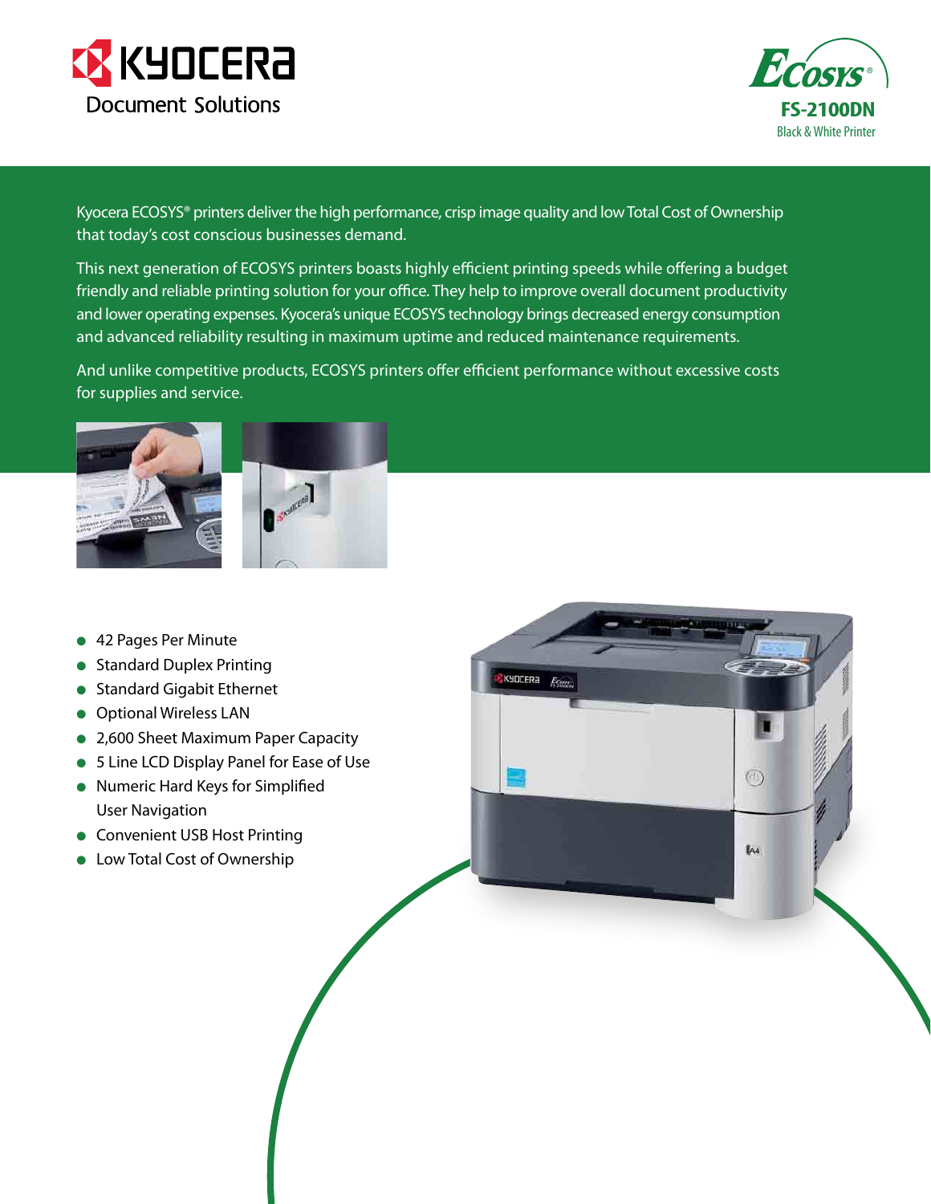KYOCERA Document Solutions

ECOSYS

# FS-2100DN

Black & White Printer

Kyocera ECOSYS® printers deliver the high performance, crisp image quality and low Total Cost of Ownership that today's cost conscious businesses demand.

This next generation of ECOSYS printers boasts highly efficient printing speeds while offering a budget friendly and reliable printing solution for your office. They help to improve overall document productivity and lower operating expenses. Kyocera's unique ECOSYS technology brings decreased energy consumption and advanced reliability resulting in maximum uptime and reduced maintenance requirements.

And unlike competitive products, ECOSYS printers offer efficient performance without excessive costs for supplies and service.

- 42 Pages Per Minute
- Standard Duplex Printing
- Standard Gigabit Ethernet
- Optional Wireless LAN
- 2,600 Sheet Maximum Paper Capacity
- 5 Line LCD Display Panel for Ease of Use
- Numeric Hard Keys for Simplified User Navigation
- Convenient USB Host Printing
- Low Total Cost of Ownership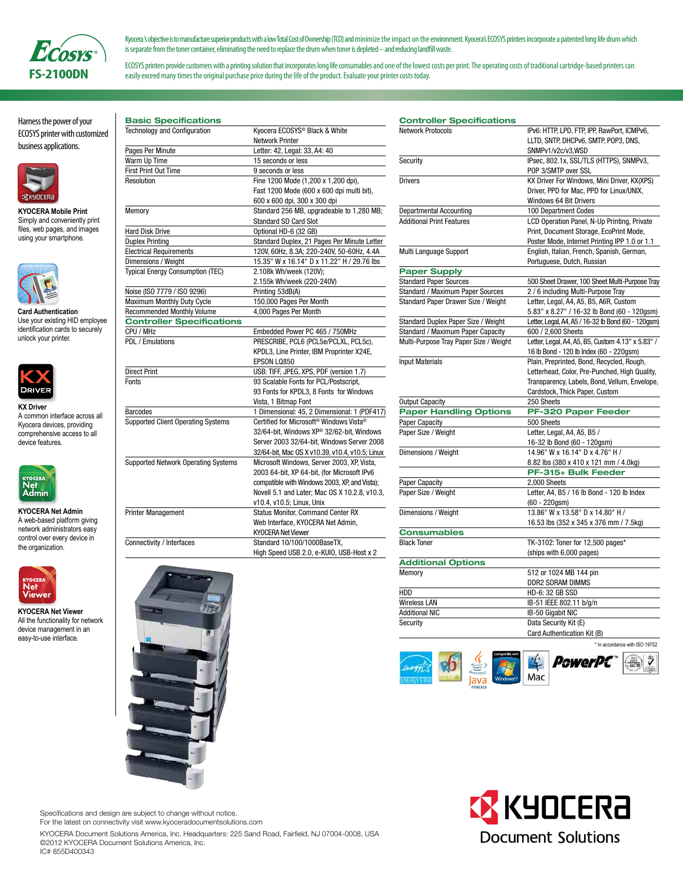# ECOSYS FS-2100DN

Kyocera's objective is to manufacture superior products with a low Total Cost of Ownership (TCO) and minimize the impact on the environment. Kyocera's ECOSYS printers incorporate a patented long life drum which is separate from the toner container, eliminating the need to replace the drum when toner is depleted – and reducing landfill waste.

ECOSYS printers provide customers with a printing solution that incorporates long life consumables and one of the lowest costs per print. The operating costs of traditional cartridge-based printers can easily exceed many times the original purchase price during the life of the product. Evaluate your printer costs today.

Harness the power of your ECOSYS printer with customized business applications.

**KYOCERA Mobile Print**
Simply and conveniently print files, web pages, and images using your smartphone.

**Card Authentication**
Use your existing HID employee identification cards to securely unlock your printer.

**KX Driver**
A common interface across all Kyocera devices, providing comprehensive access to all device features.

**KYOCERA Net Admin**
A web-based platform giving network administrators easy control over every device in the organization.

**KYOCERA Net Viewer**
All the functionality for network device management in an easy-to-use interface.

## Basic Specifications

| | |
|---|---|
| Technology and Configuration | Kyocera ECOSYS® Black & White Network Printer |
| Pages Per Minute | Letter: 42, Legal: 33, A4: 40 |
| Warm Up Time | 15 seconds or less |
| First Print Out Time | 9 seconds or less |
| Resolution | Fine 1200 Mode (1,200 x 1,200 dpi), Fast 1200 Mode (600 x 600 dpi multi bit), 600 x 600 dpi, 300 x 300 dpi |
| Memory | Standard 256 MB, upgradeable to 1,280 MB; Standard SD Card Slot |
| Hard Disk Drive | Optional HD-6 (32 GB) |
| Duplex Printing | Standard Duplex, 21 Pages Per Minute Letter |
| Electrical Requirements | 120V, 60Hz, 8.3A; 220-240V, 50-60Hz, 4.4A |
| Dimensions / Weight | 15.35" W x 16.14" D x 11.22" H / 29.76 lbs |
| Typical Energy Consumption (TEC) | 2.108k Wh/week (120V); 2.155k Wh/week (220-240V) |
| Noise (ISO 7779 / ISO 9296) | Printing 53dB(A) |
| Maximum Monthly Duty Cycle | 150,000 Pages Per Month |
| Recommended Monthly Volume | 4,000 Pages Per Month |

## Controller Specifications

| | |
|---|---|
| CPU / MHz | Embedded Power PC 465 / 750MHz |
| PDL / Emulations | PRESCRIBE, PCL6 (PCL5e/PCLXL, PCL5c), KPDL3, Line Printer, IBM Proprinter X24E, EPSON LQ850 |
| Direct Print | USB: TIFF, JPEG, XPS, PDF (version 1.7) |
| Fonts | 93 Scalable Fonts for PCL/Postscript, 93 Fonts for KPDL3, 8 Fonts for Windows Vista, 1 Bitmap Font |
| Barcodes | 1 Dimensional: 45, 2 Dimensional: 1 (PDF417) |
| Supported Client Operating Systems | Certified for Microsoft® Windows Vista® 32/64-bit, Windows XP® 32/62-bit, Windows Server 2003 32/64-bit, Windows Server 2008 32/64-bit, Mac OS X v10.39, v10.4, v10.5; Linux |
| Supported Network Operating Systems | Microsoft Windows, Server 2003, XP, Vista, 2003 64-bit, XP 64-bit, (for Microsoft IPv6 compatible with Windows 2003, XP, and Vista); Novell 5.1 and Later; Mac OS X 10.2.8, v10.3, v10.4, v10.5; Linux, Unix |
| Printer Management | Status Monitor, Command Center RX Web Interface, KYOCERA Net Admin, KYOCERA Net Viewer |
| Connectivity / Interfaces | Standard 10/100/1000BaseTX, High Speed USB 2.0, e-KUIO, USB-Host x 2 |

## Controller Specifications

| | |
|---|---|
| Network Protocols | IPv6: HTTP, LPD, FTP, IPP, RawPort, ICMPv6, LLTD, SNTP, DHCPv6, SMTP, POP3, DNS, SNMPv1/v2c/v3,WSD |
| Security | IPsec, 802.1x, SSL/TLS (HTTPS), SNMPv3, POP 3/SMTP over SSL |
| Drivers | KX Driver For Windows, Mini Driver, KX(XPS) Driver, PPD for Mac, PPD for Linux/UNIX, Windows 64 Bit Drivers |
| Departmental Accounting | 100 Department Codes |
| Additional Print Features | LCD Operation Panel, N-Up Printing, Private Print, Document Storage, EcoPrint Mode, Poster Mode, Internet Printing IPP 1.0 or 1.1 |
| Multi Language Support | English, Italian, French, Spanish, German, Portuguese, Dutch, Russian |

## Paper Supply

| | |
|---|---|
| Standard Paper Sources | 500 Sheet Drawer, 100 Sheet Multi-Purpose Tray |
| Standard / Maximum Paper Sources | 2 / 6 including Multi-Purpose Tray |
| Standard Paper Drawer Size / Weight | Letter, Legal, A4, A5, B5, A6R, Custom 5.83" x 8.27" / 16-32 lb Bond (60 - 120gsm) |
| Standard Duplex Paper Size / Weight | Letter, Legal, A4, A5 / 16-32 lb Bond (60 - 120gsm) |
| Standard / Maximum Paper Capacity | 600 / 2,600 Sheets |
| Multi-Purpose Tray Paper Size / Weight | Letter, Legal, A4, A5, B5, Custom 4.13" x 5.83" / 16 lb Bond - 120 lb Index (60 - 220gsm) |
| Input Materials | Plain, Preprinted, Bond, Recycled, Rough, Letterhead, Color, Pre-Punched, High Quality, Transparency, Labels, Bond, Vellum, Envelope, Cardstock, Thick Paper, Custom |
| Output Capacity | 250 Sheets |

## Paper Handling Options

**PF-320 Paper Feeder**

| | |
|---|---|
| Paper Capacity | 500 Sheets |
| Paper Size / Weight | Letter, Legal, A4, A5, B5 / 16-32 lb Bond (60 - 120gsm) |
| Dimensions / Weight | 14.96" W x 16.14" D x 4.76" H / 8.82 lbs (380 x 410 x 121 mm / 4.0kg) |

**PF-315+ Bulk Feeder**

| | |
|---|---|
| Paper Capacity | 2,000 Sheets |
| Paper Size / Weight | Letter, A4, B5 / 16 lb Bond - 120 lb Index (60 - 220gsm) |
| Dimensions / Weight | 13.86" W x 13.58" D x 14.80" H / 16.53 lbs (352 x 345 x 376 mm / 7.5kg) |

## Consumables

| | |
|---|---|
| Black Toner | TK-3102: Toner for 12,500 pages* (ships with 6,000 pages) |

## Additional Options

| | |
|---|---|
| Memory | 512 or 1024 MB 144 pin DDR2 SDRAM DIMMS |
| HDD | HD-6: 32 GB SSD |
| Wireless LAN | IB-51 IEEE 802.11 b/g/n |
| Additional NIC | IB-50 Gigabit NIC |
| Security | Data Security Kit (E) Card Authentication Kit (B) |

\* In accordance with ISO 19752

Specifications and design are subject to change without notice.
For the latest on connectivity visit www.kyoceradocumentsolutions.com

KYOCERA Document Solutions America, Inc. Headquarters: 225 Sand Road, Fairfield, NJ 07004-0008, USA
©2012 KYOCERA Document Solutions America, Inc.
IC# 855D400343

KYOCERA Document Solutions